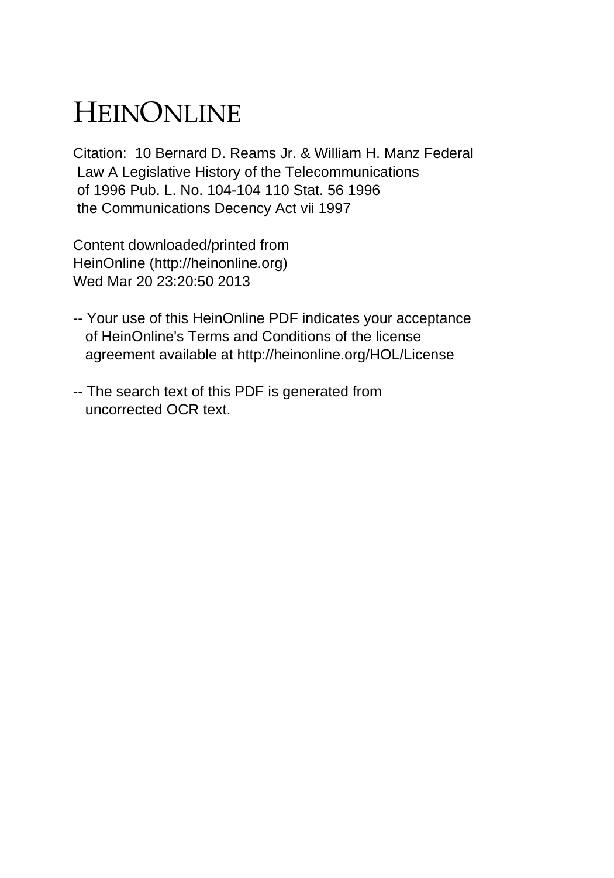# HEINONLINE

Citation: 10 Bernard D. Reams Jr. & William H. Manz Federal Law A Legislative History of the Telecommunications of 1996 Pub. L. No. 104-104 110 Stat. 56 1996 the Communications Decency Act vii 1997

Content downloaded/printed from HeinOnline (http://heinonline.org)
Wed Mar 20 23:20:50 2013

-- Your use of this HeinOnline PDF indicates your acceptance of HeinOnline's Terms and Conditions of the license agreement available at http://heinonline.org/HOL/License

-- The search text of this PDF is generated from uncorrected OCR text.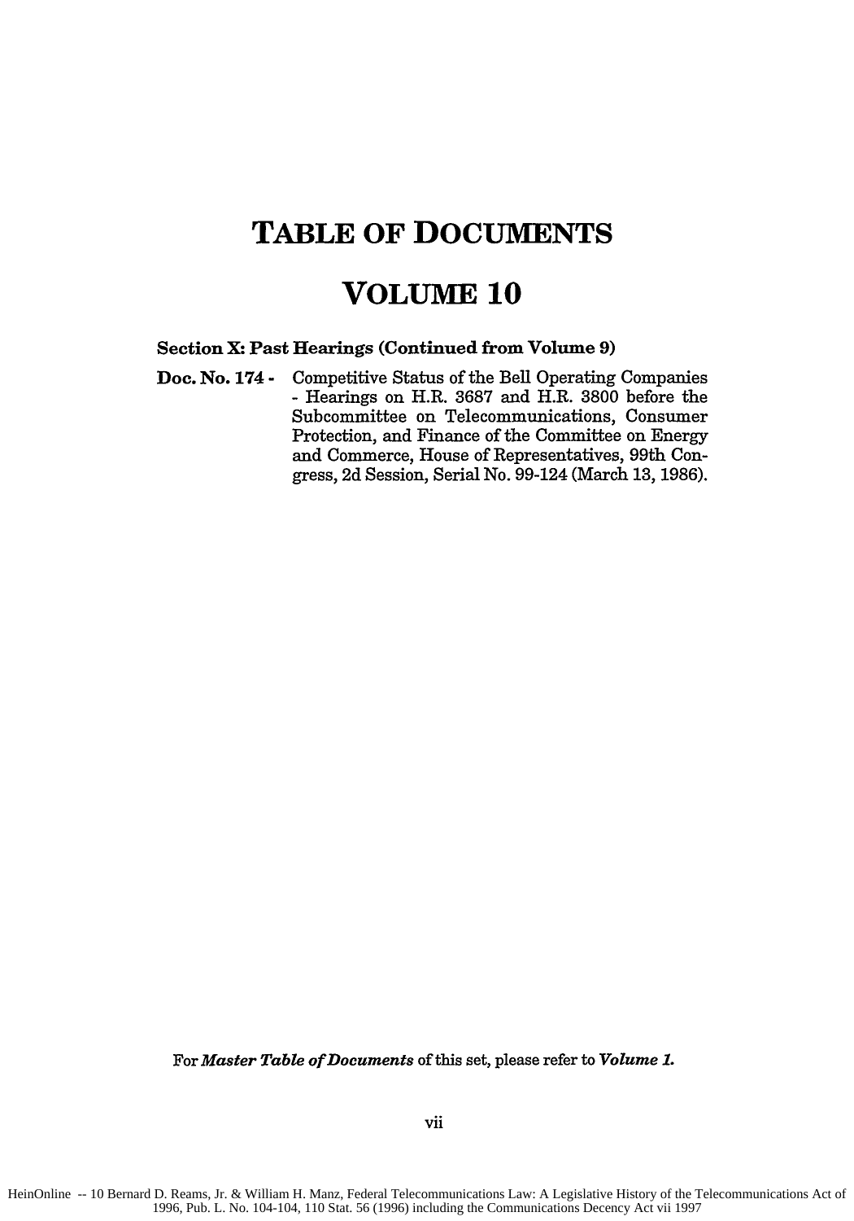# TABLE OF DOCUMENTS

# VOLUME 10

**Section X: Past Hearings (Continued from Volume 9)**

**Doc. No. 174 -** Competitive Status of the Bell Operating Companies - Hearings on H.R. 3687 and H.R. 3800 before the Subcommittee on Telecommunications, Consumer Protection, and Finance of the Committee on Energy and Commerce, House of Representatives, 99th Congress, 2d Session, Serial No. 99-124 (March 13, 1986).

For ***Master Table of Documents*** of this set, please refer to ***Volume 1.***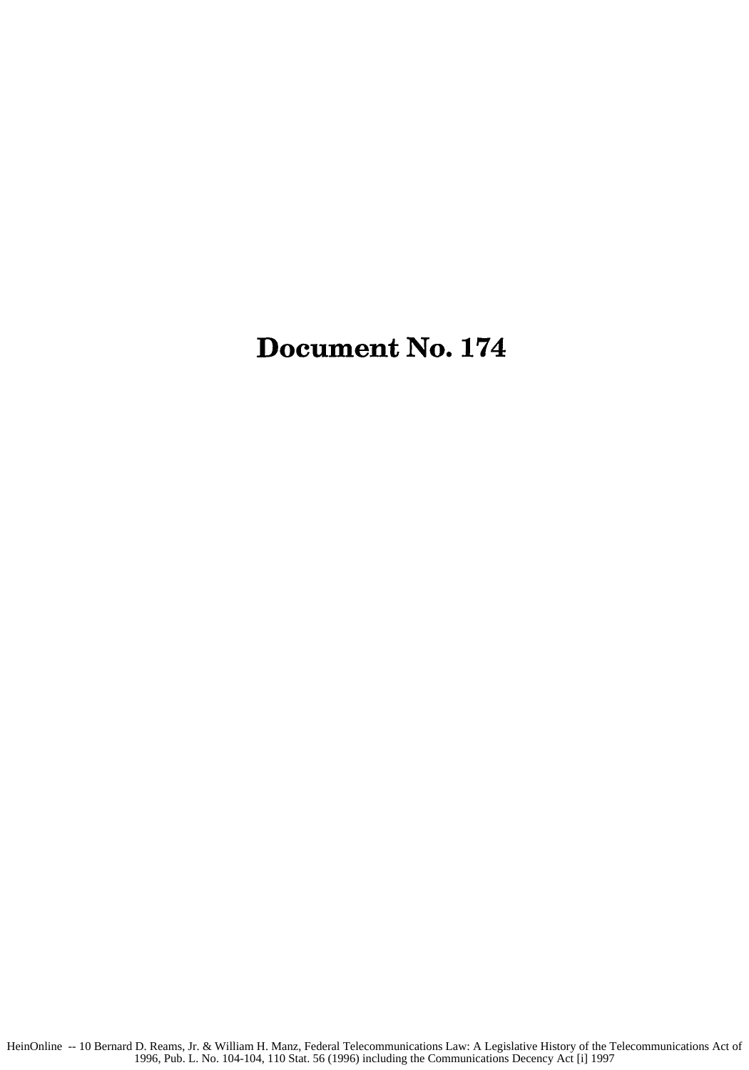# Document No. 174